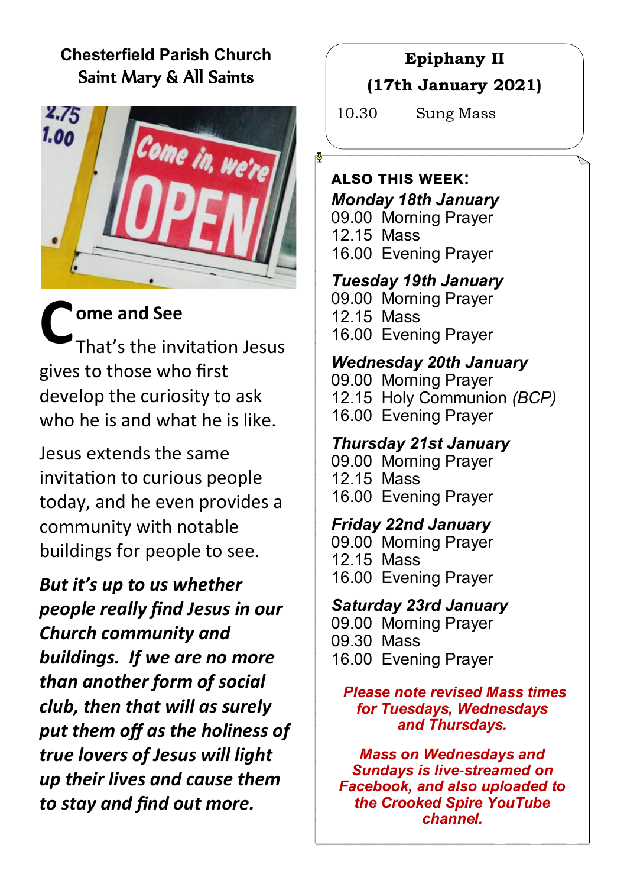**Chesterfield Parish Church**
**Saint Mary & All Saints**

## Come and See

That's the invitation Jesus gives to those who first develop the curiosity to ask who he is and what he is like.

Jesus extends the same invitation to curious people today, and he even provides a community with notable buildings for people to see.

***But it's up to us whether people really find Jesus in our Church community and buildings. If we are no more than another form of social club, then that will as surely put them off as the holiness of true lovers of Jesus will light up their lives and cause them to stay and find out more.***

**Epiphany II**

**(17th January 2021)**

10.30 Sung Mass

**ALSO THIS WEEK:**

***Monday 18th January***
09.00 Morning Prayer
12.15 Mass
16.00 Evening Prayer

***Tuesday 19th January***
09.00 Morning Prayer
12.15 Mass
16.00 Evening Prayer

***Wednesday 20th January***
09.00 Morning Prayer
12.15 Holy Communion *(BCP)*
16.00 Evening Prayer

***Thursday 21st January***
09.00 Morning Prayer
12.15 Mass
16.00 Evening Prayer

***Friday 22nd January***
09.00 Morning Prayer
12.15 Mass
16.00 Evening Prayer

***Saturday 23rd January***
09.00 Morning Prayer
09.30 Mass
16.00 Evening Prayer

***Please note revised Mass times for Tuesdays, Wednesdays and Thursdays.***

***Mass on Wednesdays and Sundays is live-streamed on Facebook, and also uploaded to the Crooked Spire YouTube channel.***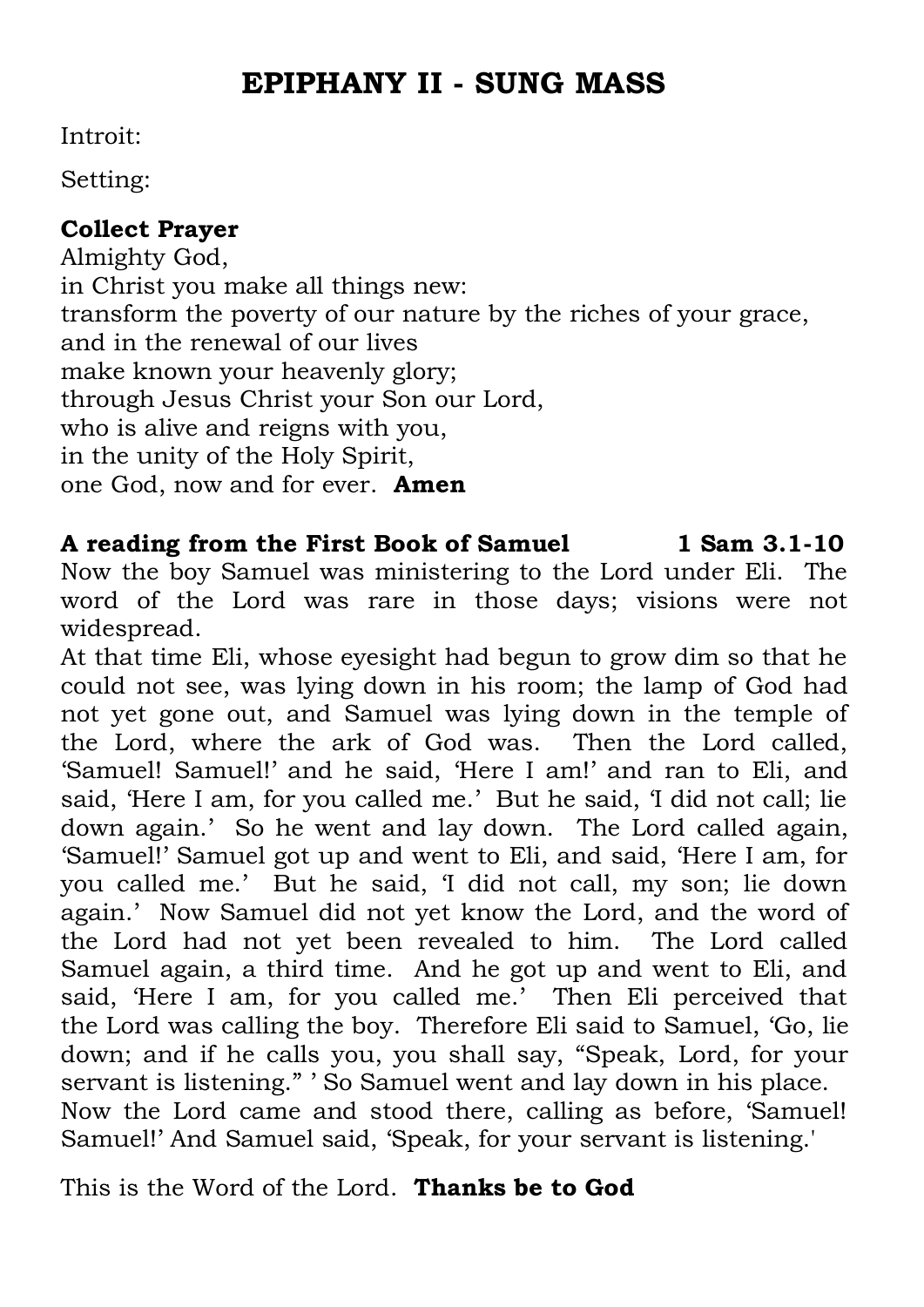# EPIPHANY II - SUNG MASS

Introit:

Setting:

**Collect Prayer**

Almighty God,
in Christ you make all things new:
transform the poverty of our nature by the riches of your grace,
and in the renewal of our lives
make known your heavenly glory;
through Jesus Christ your Son our Lord,
who is alive and reigns with you,
in the unity of the Holy Spirit,
one God, now and for ever. **Amen**

**A reading from the First Book of Samuel 1 Sam 3.1-10**

Now the boy Samuel was ministering to the Lord under Eli. The word of the Lord was rare in those days; visions were not widespread.

At that time Eli, whose eyesight had begun to grow dim so that he could not see, was lying down in his room; the lamp of God had not yet gone out, and Samuel was lying down in the temple of the Lord, where the ark of God was. Then the Lord called, 'Samuel! Samuel!' and he said, 'Here I am!' and ran to Eli, and said, 'Here I am, for you called me.' But he said, 'I did not call; lie down again.' So he went and lay down. The Lord called again, 'Samuel!' Samuel got up and went to Eli, and said, 'Here I am, for you called me.' But he said, 'I did not call, my son; lie down again.' Now Samuel did not yet know the Lord, and the word of the Lord had not yet been revealed to him. The Lord called Samuel again, a third time. And he got up and went to Eli, and said, 'Here I am, for you called me.' Then Eli perceived that the Lord was calling the boy. Therefore Eli said to Samuel, 'Go, lie down; and if he calls you, you shall say, "Speak, Lord, for your servant is listening." ' So Samuel went and lay down in his place. Now the Lord came and stood there, calling as before, 'Samuel! Samuel!' And Samuel said, 'Speak, for your servant is listening.'

This is the Word of the Lord. **Thanks be to God**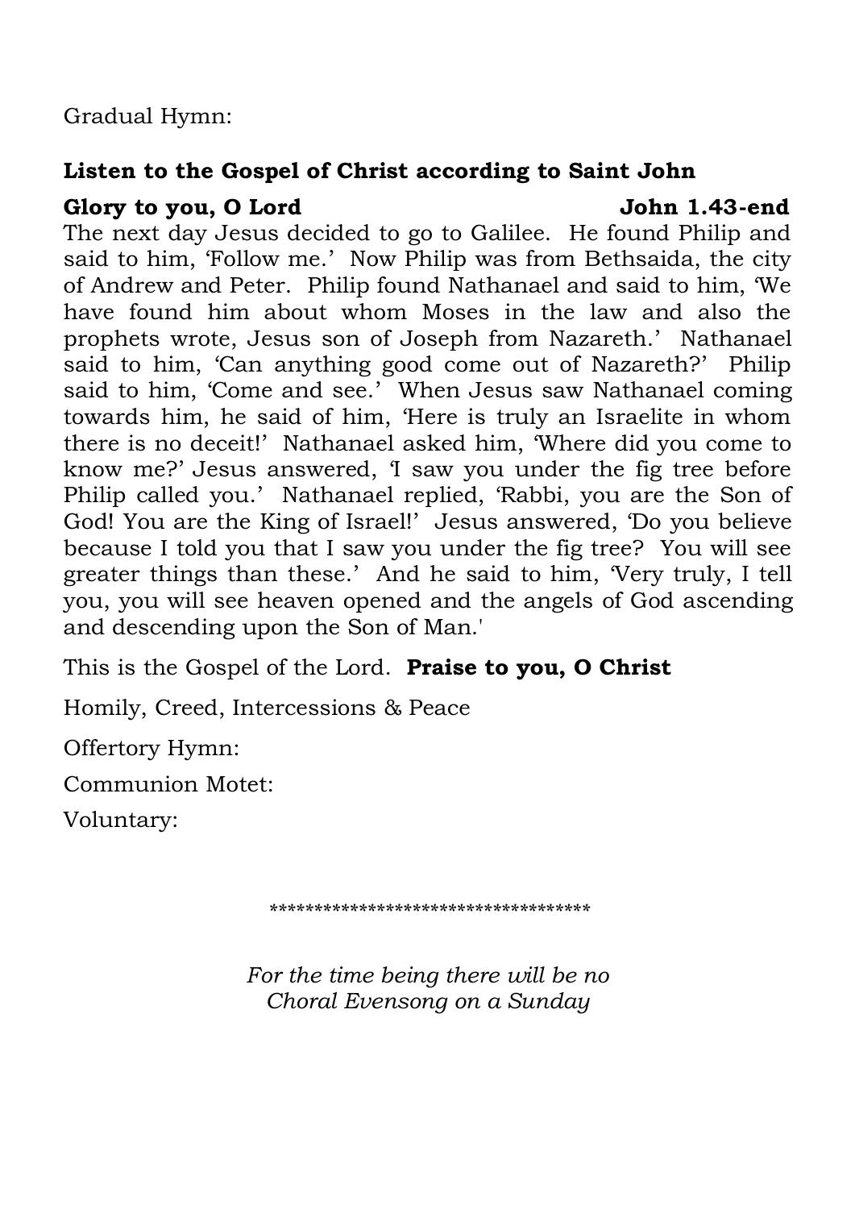Gradual Hymn:

**Listen to the Gospel of Christ according to Saint John**

**Glory to you, O Lord** **John 1.43-end**

The next day Jesus decided to go to Galilee. He found Philip and said to him, 'Follow me.' Now Philip was from Bethsaida, the city of Andrew and Peter. Philip found Nathanael and said to him, 'We have found him about whom Moses in the law and also the prophets wrote, Jesus son of Joseph from Nazareth.' Nathanael said to him, 'Can anything good come out of Nazareth?' Philip said to him, 'Come and see.' When Jesus saw Nathanael coming towards him, he said of him, 'Here is truly an Israelite in whom there is no deceit!' Nathanael asked him, 'Where did you come to know me?' Jesus answered, 'I saw you under the fig tree before Philip called you.' Nathanael replied, 'Rabbi, you are the Son of God! You are the King of Israel!' Jesus answered, 'Do you believe because I told you that I saw you under the fig tree? You will see greater things than these.' And he said to him, 'Very truly, I tell you, you will see heaven opened and the angels of God ascending and descending upon the Son of Man.'

This is the Gospel of the Lord. **Praise to you, O Christ**

Homily, Creed, Intercessions & Peace

Offertory Hymn:

Communion Motet:

Voluntary:

\*\*\*\*\*\*\*\*\*\*\*\*\*\*\*\*\*\*\*\*\*\*\*\*\*\*\*\*\*\*\*\*\*\*\*

*For the time being there will be no Choral Evensong on a Sunday*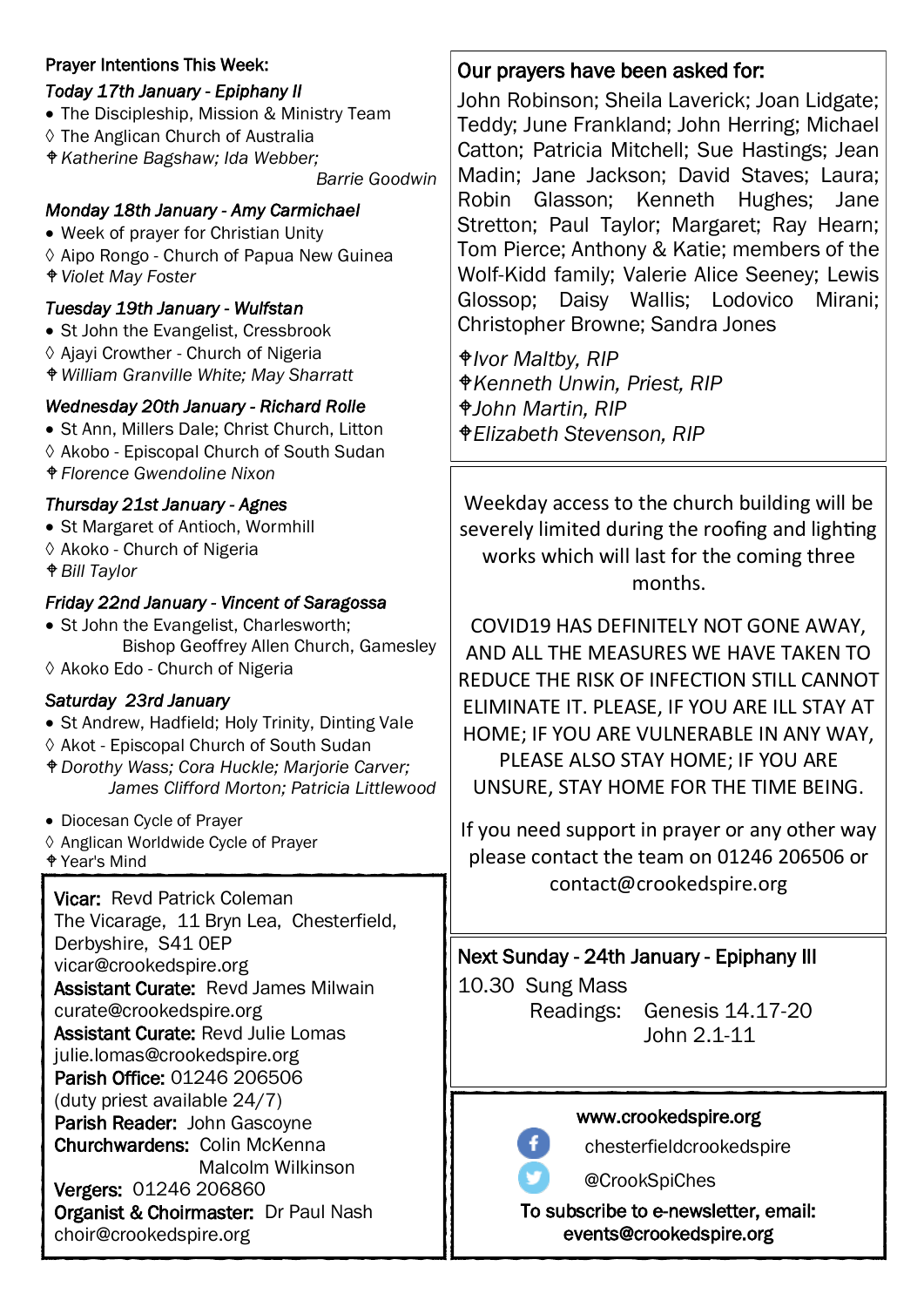Prayer Intentions This Week:

*Today 17th January - Epiphany II*

- The Discipleship, Mission & Ministry Team
- ◊ The Anglican Church of Australia
- ⸸ *Katherine Bagshaw; Ida Webber; Barrie Goodwin*

*Monday 18th January - Amy Carmichael*

- Week of prayer for Christian Unity
- ◊ Aipo Rongo - Church of Papua New Guinea
- ⸸ *Violet May Foster*

*Tuesday 19th January - Wulfstan*

- St John the Evangelist, Cressbrook
- ◊ Ajayi Crowther - Church of Nigeria
- ⸸ *William Granville White; May Sharratt*

*Wednesday 20th January - Richard Rolle*

- St Ann, Millers Dale; Christ Church, Litton
- ◊ Akobo - Episcopal Church of South Sudan
- ⸸ *Florence Gwendoline Nixon*

*Thursday 21st January - Agnes*

- St Margaret of Antioch, Wormhill
- ◊ Akoko - Church of Nigeria
- ⸸ *Bill Taylor*

*Friday 22nd January - Vincent of Saragossa*

- St John the Evangelist, Charlesworth; Bishop Geoffrey Allen Church, Gamesley
- ◊ Akoko Edo - Church of Nigeria

*Saturday 23rd January*

- St Andrew, Hadfield; Holy Trinity, Dinting Vale
- ◊ Akot - Episcopal Church of South Sudan
- ⸸ *Dorothy Wass; Cora Huckle; Marjorie Carver; James Clifford Morton; Patricia Littlewood*

- Diocesan Cycle of Prayer
- ◊ Anglican Worldwide Cycle of Prayer
- ⸸ Year's Mind

**Vicar:** Revd Patrick Coleman
The Vicarage, 11 Bryn Lea, Chesterfield, Derbyshire, S41 0EP
vicar@crookedspire.org
**Assistant Curate:** Revd James Milwain
curate@crookedspire.org
**Assistant Curate:** Revd Julie Lomas
julie.lomas@crookedspire.org
**Parish Office:** 01246 206506
(duty priest available 24/7)
**Parish Reader:** John Gascoyne
**Churchwardens:** Colin McKenna
Malcolm Wilkinson
**Vergers:** 01246 206860
**Organist & Choirmaster:** Dr Paul Nash
choir@crookedspire.org

## Our prayers have been asked for:

John Robinson; Sheila Laverick; Joan Lidgate; Teddy; June Frankland; John Herring; Michael Catton; Patricia Mitchell; Sue Hastings; Jean Madin; Jane Jackson; David Staves; Laura; Robin Glasson; Kenneth Hughes; Jane Stretton; Paul Taylor; Margaret; Ray Hearn; Tom Pierce; Anthony & Katie; members of the Wolf-Kidd family; Valerie Alice Seeney; Lewis Glossop; Daisy Wallis; Lodovico Mirani; Christopher Browne; Sandra Jones

⸸*Ivor Maltby, RIP*
⸸*Kenneth Unwin, Priest, RIP*
⸸*John Martin, RIP*
⸸*Elizabeth Stevenson, RIP*

Weekday access to the church building will be severely limited during the roofing and lighting works which will last for the coming three months.

COVID19 HAS DEFINITELY NOT GONE AWAY, AND ALL THE MEASURES WE HAVE TAKEN TO REDUCE THE RISK OF INFECTION STILL CANNOT ELIMINATE IT. PLEASE, IF YOU ARE ILL STAY AT HOME; IF YOU ARE VULNERABLE IN ANY WAY, PLEASE ALSO STAY HOME; IF YOU ARE UNSURE, STAY HOME FOR THE TIME BEING.

If you need support in prayer or any other way please contact the team on 01246 206506 or contact@crookedspire.org

## Next Sunday - 24th January - Epiphany III

10.30 Sung Mass
Readings: Genesis 14.17-20
John 2.1-11

**www.crookedspire.org**
chesterfieldcrookedspire
@CrookSpiChes
**To subscribe to e-newsletter, email: events@crookedspire.org**